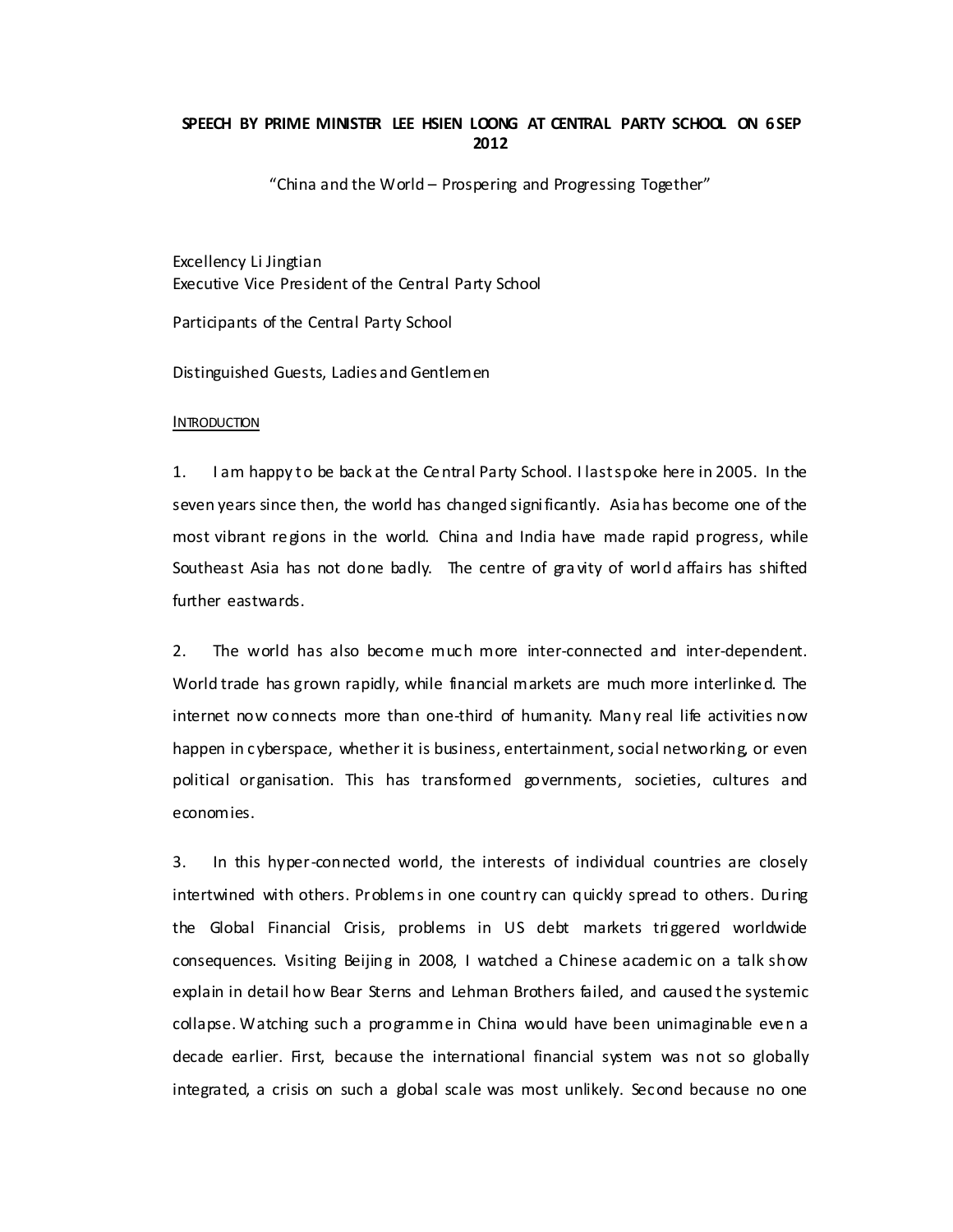# SPEECH BY PRIME MINISTER LEE HSIEN LOONG AT CENTRAL PARTY SCHOOL ON 6 SEP 2012

"China and the World – Prospering and Progressing Together"

Excellency Li Jingtian
Executive Vice President of the Central Party School

Participants of the Central Party School

Distinguished Guests, Ladies and Gentlemen

## Introduction

1. I am happy to be back at the Central Party School. I last spoke here in 2005. In the seven years since then, the world has changed significantly. Asia has become one of the most vibrant regions in the world. China and India have made rapid progress, while Southeast Asia has not done badly. The centre of gravity of world affairs has shifted further eastwards.

2. The world has also become much more inter-connected and inter-dependent. World trade has grown rapidly, while financial markets are much more interlinked. The internet now connects more than one-third of humanity. Many real life activities now happen in cyberspace, whether it is business, entertainment, social networking, or even political organisation. This has transformed governments, societies, cultures and economies.

3. In this hyper-connected world, the interests of individual countries are closely intertwined with others. Problems in one country can quickly spread to others. During the Global Financial Crisis, problems in US debt markets triggered worldwide consequences. Visiting Beijing in 2008, I watched a Chinese academic on a talk show explain in detail how Bear Sterns and Lehman Brothers failed, and caused the systemic collapse. Watching such a programme in China would have been unimaginable even a decade earlier. First, because the international financial system was not so globally integrated, a crisis on such a global scale was most unlikely. Second because no one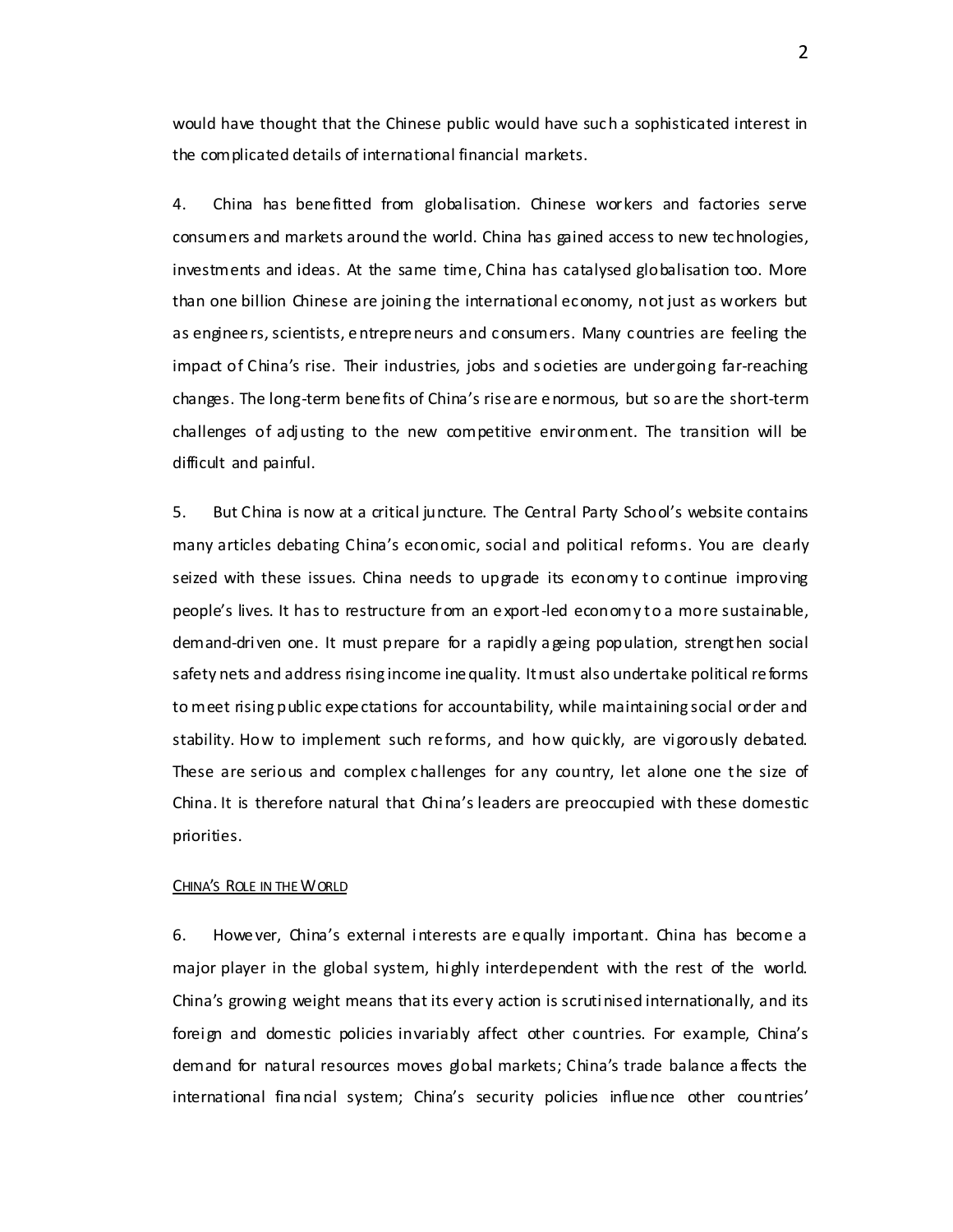would have thought that the Chinese public would have such a sophisticated interest in the complicated details of international financial markets.

4. China has benefitted from globalisation. Chinese workers and factories serve consumers and markets around the world. China has gained access to new technologies, investments and ideas. At the same time, China has catalysed globalisation too. More than one billion Chinese are joining the international economy, not just as workers but as engineers, scientists, entrepreneurs and consumers. Many countries are feeling the impact of China's rise. Their industries, jobs and societies are undergoing far-reaching changes. The long-term benefits of China's rise are enormous, but so are the short-term challenges of adjusting to the new competitive environment. The transition will be difficult and painful.

5. But China is now at a critical juncture. The Central Party School's website contains many articles debating China's economic, social and political reforms. You are clearly seized with these issues. China needs to upgrade its economy to continue improving people's lives. It has to restructure from an export-led economy to a more sustainable, demand-driven one. It must prepare for a rapidly ageing population, strengthen social safety nets and address rising income inequality. It must also undertake political reforms to meet rising public expectations for accountability, while maintaining social order and stability. How to implement such reforms, and how quickly, are vigorously debated. These are serious and complex challenges for any country, let alone one the size of China. It is therefore natural that China's leaders are preoccupied with these domestic priorities.

## CHINA'S ROLE IN THE WORLD

6. However, China's external interests are equally important. China has become a major player in the global system, highly interdependent with the rest of the world. China's growing weight means that its every action is scrutinised internationally, and its foreign and domestic policies invariably affect other countries. For example, China's demand for natural resources moves global markets; China's trade balance affects the international financial system; China's security policies influence other countries'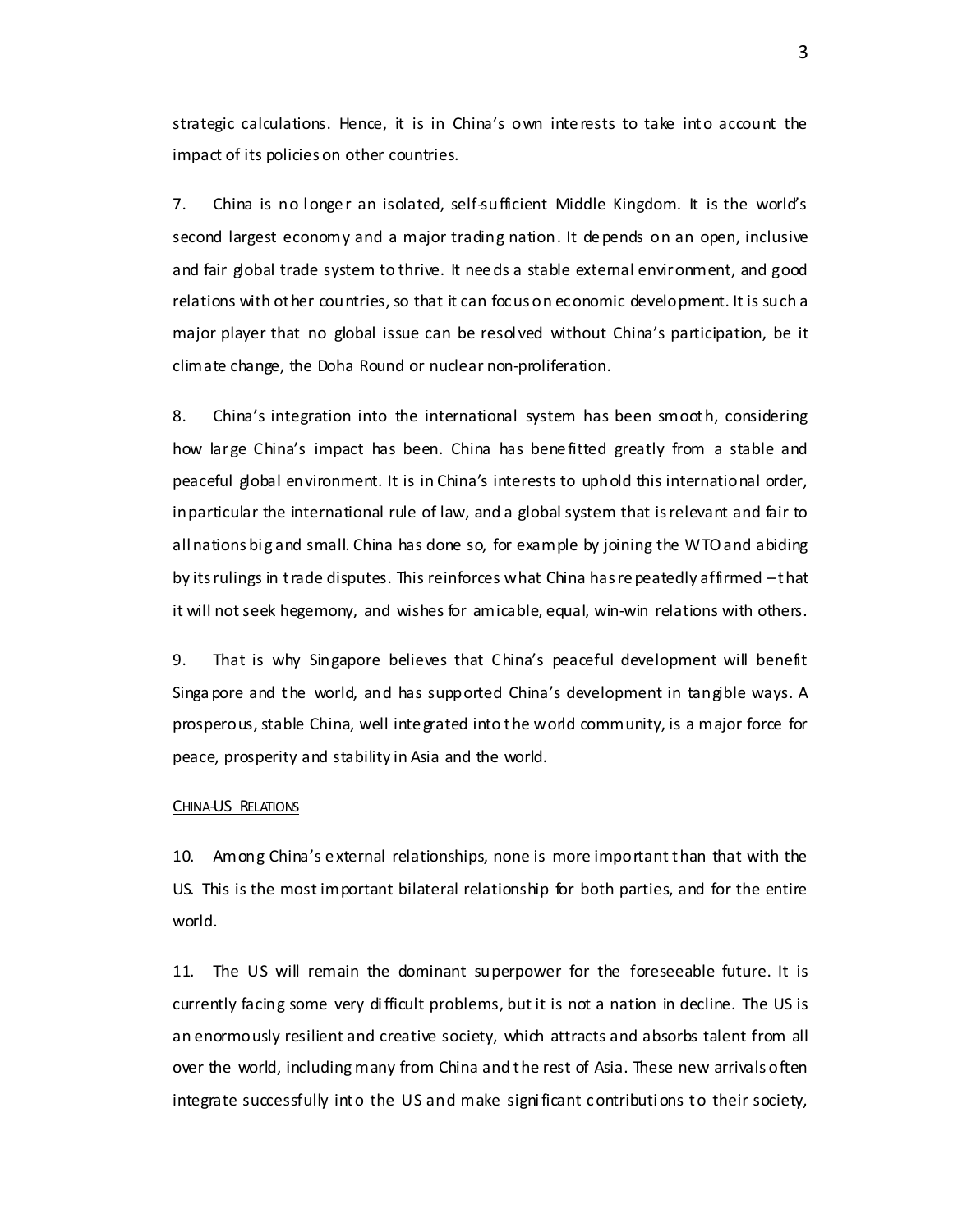strategic calculations. Hence, it is in China's own interests to take into account the impact of its policies on other countries.

7. China is no longer an isolated, self-sufficient Middle Kingdom. It is the world's second largest economy and a major trading nation. It depends on an open, inclusive and fair global trade system to thrive. It needs a stable external environment, and good relations with other countries, so that it can focus on economic development. It is such a major player that no global issue can be resolved without China's participation, be it climate change, the Doha Round or nuclear non-proliferation.

8. China's integration into the international system has been smooth, considering how large China's impact has been. China has benefitted greatly from a stable and peaceful global environment. It is in China's interests to uphold this international order, in particular the international rule of law, and a global system that is relevant and fair to all nations big and small. China has done so, for example by joining the WTO and abiding by its rulings in trade disputes. This reinforces what China has repeatedly affirmed – that it will not seek hegemony, and wishes for amicable, equal, win-win relations with others.

9. That is why Singapore believes that China's peaceful development will benefit Singapore and the world, and has supported China's development in tangible ways. A prosperous, stable China, well integrated into the world community, is a major force for peace, prosperity and stability in Asia and the world.

## CHINA-US RELATIONS

10. Among China's external relationships, none is more important than that with the US. This is the most important bilateral relationship for both parties, and for the entire world.

11. The US will remain the dominant superpower for the foreseeable future. It is currently facing some very difficult problems, but it is not a nation in decline. The US is an enormously resilient and creative society, which attracts and absorbs talent from all over the world, including many from China and the rest of Asia. These new arrivals often integrate successfully into the US and make significant contributions to their society,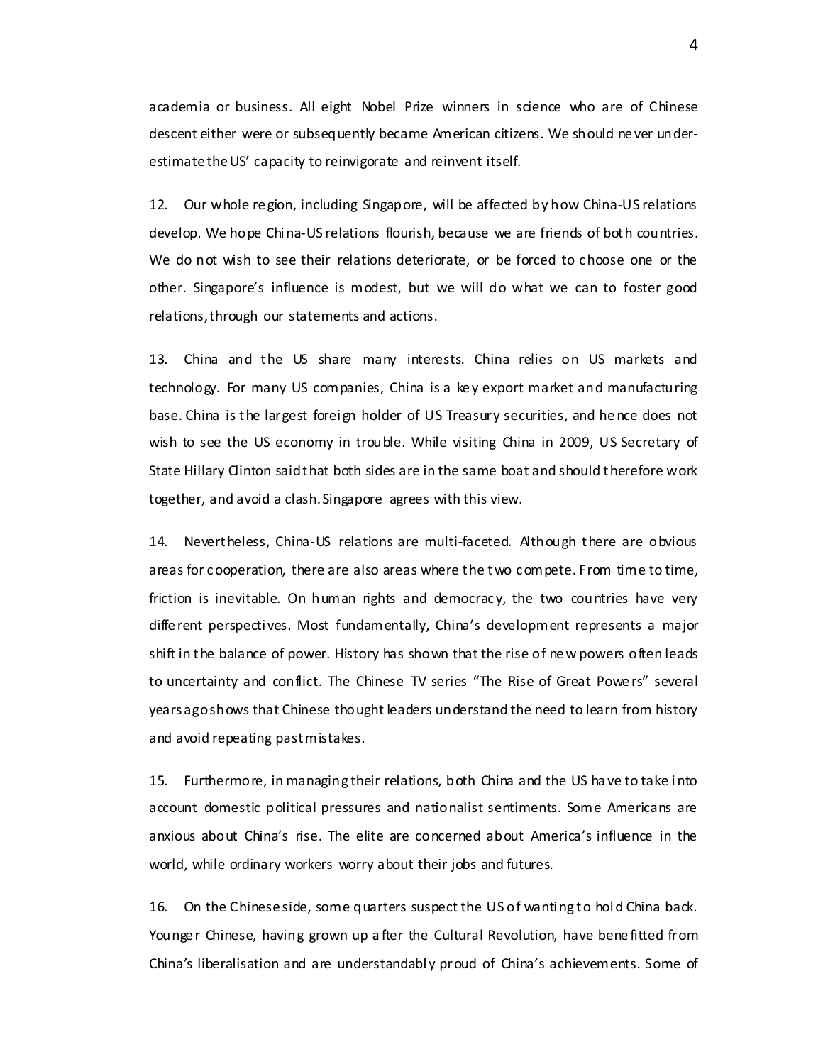academia or business. All eight Nobel Prize winners in science who are of Chinese descent either were or subsequently became American citizens. We should never under-estimate the US' capacity to reinvigorate and reinvent itself.

12. Our whole region, including Singapore, will be affected by how China-US relations develop. We hope China-US relations flourish, because we are friends of both countries. We do not wish to see their relations deteriorate, or be forced to choose one or the other. Singapore's influence is modest, but we will do what we can to foster good relations, through our statements and actions.

13. China and the US share many interests. China relies on US markets and technology. For many US companies, China is a key export market and manufacturing base. China is the largest foreign holder of US Treasury securities, and hence does not wish to see the US economy in trouble. While visiting China in 2009, US Secretary of State Hillary Clinton said that both sides are in the same boat and should therefore work together, and avoid a clash. Singapore agrees with this view.

14. Nevertheless, China-US relations are multi-faceted. Although there are obvious areas for cooperation, there are also areas where the two compete. From time to time, friction is inevitable. On human rights and democracy, the two countries have very different perspectives. Most fundamentally, China's development represents a major shift in the balance of power. History has shown that the rise of new powers often leads to uncertainty and conflict. The Chinese TV series "The Rise of Great Powers" several years ago shows that Chinese thought leaders understand the need to learn from history and avoid repeating past mistakes.

15. Furthermore, in managing their relations, both China and the US have to take into account domestic political pressures and nationalist sentiments. Some Americans are anxious about China's rise. The elite are concerned about America's influence in the world, while ordinary workers worry about their jobs and futures.

16. On the Chinese side, some quarters suspect the US of wanting to hold China back. Younger Chinese, having grown up after the Cultural Revolution, have benefitted from China's liberalisation and are understandably proud of China's achievements. Some of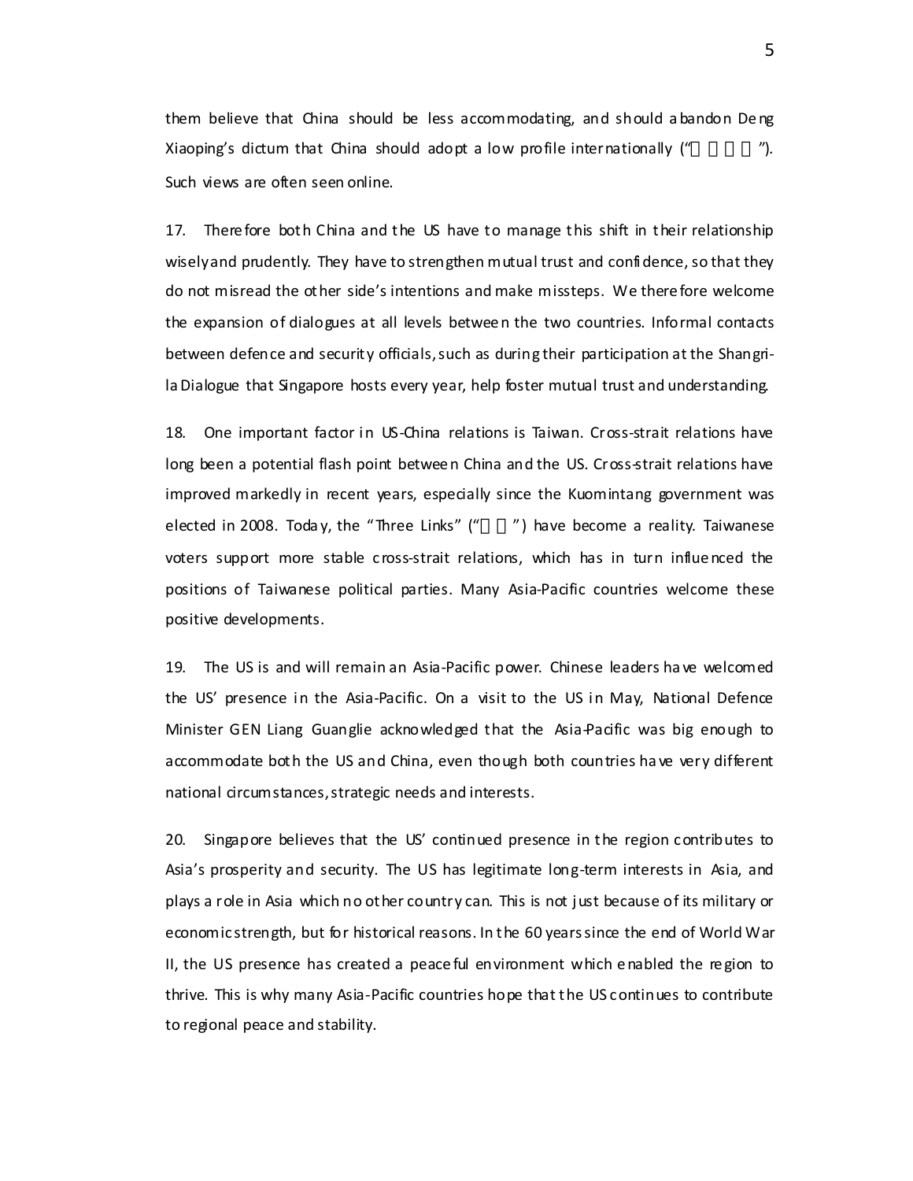them believe that China should be less accommodating, and should abandon Deng Xiaoping's dictum that China should adopt a low profile internationally ("□□□□"). Such views are often seen online.

17. Therefore both China and the US have to manage this shift in their relationship wisely and prudently. They have to strengthen mutual trust and confidence, so that they do not misread the other side's intentions and make missteps. We therefore welcome the expansion of dialogues at all levels between the two countries. Informal contacts between defence and security officials, such as during their participation at the Shangri-la Dialogue that Singapore hosts every year, help foster mutual trust and understanding.

18. One important factor in US-China relations is Taiwan. Cross-strait relations have long been a potential flash point between China and the US. Cross-strait relations have improved markedly in recent years, especially since the Kuomintang government was elected in 2008. Today, the "Three Links" ("□□") have become a reality. Taiwanese voters support more stable cross-strait relations, which has in turn influenced the positions of Taiwanese political parties. Many Asia-Pacific countries welcome these positive developments.

19. The US is and will remain an Asia-Pacific power. Chinese leaders have welcomed the US' presence in the Asia-Pacific. On a visit to the US in May, National Defence Minister GEN Liang Guanglie acknowledged that the Asia-Pacific was big enough to accommodate both the US and China, even though both countries have very different national circumstances, strategic needs and interests.

20. Singapore believes that the US' continued presence in the region contributes to Asia's prosperity and security. The US has legitimate long-term interests in Asia, and plays a role in Asia which no other country can. This is not just because of its military or economic strength, but for historical reasons. In the 60 years since the end of World War II, the US presence has created a peaceful environment which enabled the region to thrive. This is why many Asia-Pacific countries hope that the US continues to contribute to regional peace and stability.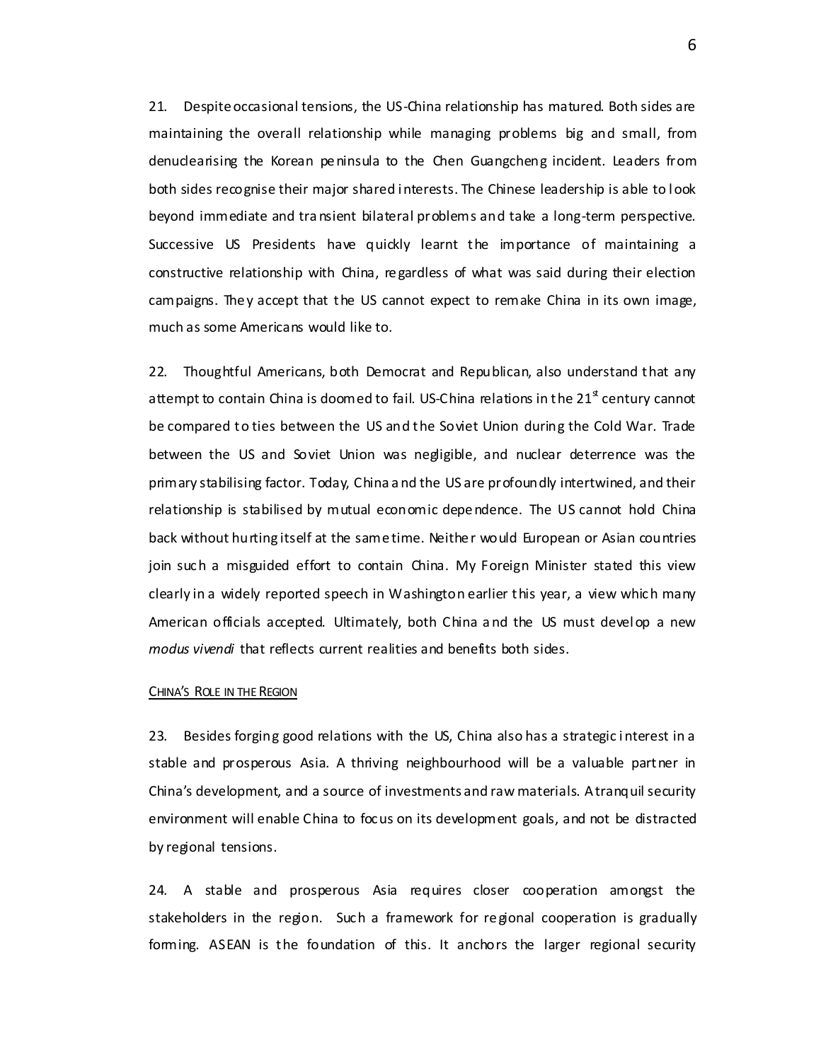21. Despite occasional tensions, the US-China relationship has matured. Both sides are maintaining the overall relationship while managing problems big and small, from denuclearising the Korean peninsula to the Chen Guangcheng incident. Leaders from both sides recognise their major shared interests. The Chinese leadership is able to look beyond immediate and transient bilateral problems and take a long-term perspective. Successive US Presidents have quickly learnt the importance of maintaining a constructive relationship with China, regardless of what was said during their election campaigns. They accept that the US cannot expect to remake China in its own image, much as some Americans would like to.

22. Thoughtful Americans, both Democrat and Republican, also understand that any attempt to contain China is doomed to fail. US-China relations in the 21st century cannot be compared to ties between the US and the Soviet Union during the Cold War. Trade between the US and Soviet Union was negligible, and nuclear deterrence was the primary stabilising factor. Today, China and the US are profoundly intertwined, and their relationship is stabilised by mutual economic dependence. The US cannot hold China back without hurting itself at the same time. Neither would European or Asian countries join such a misguided effort to contain China. My Foreign Minister stated this view clearly in a widely reported speech in Washington earlier this year, a view which many American officials accepted. Ultimately, both China and the US must develop a new *modus vivendi* that reflects current realities and benefits both sides.

## CHINA'S ROLE IN THE REGION

23. Besides forging good relations with the US, China also has a strategic interest in a stable and prosperous Asia. A thriving neighbourhood will be a valuable partner in China's development, and a source of investments and raw materials. A tranquil security environment will enable China to focus on its development goals, and not be distracted by regional tensions.

24. A stable and prosperous Asia requires closer cooperation amongst the stakeholders in the region. Such a framework for regional cooperation is gradually forming. ASEAN is the foundation of this. It anchors the larger regional security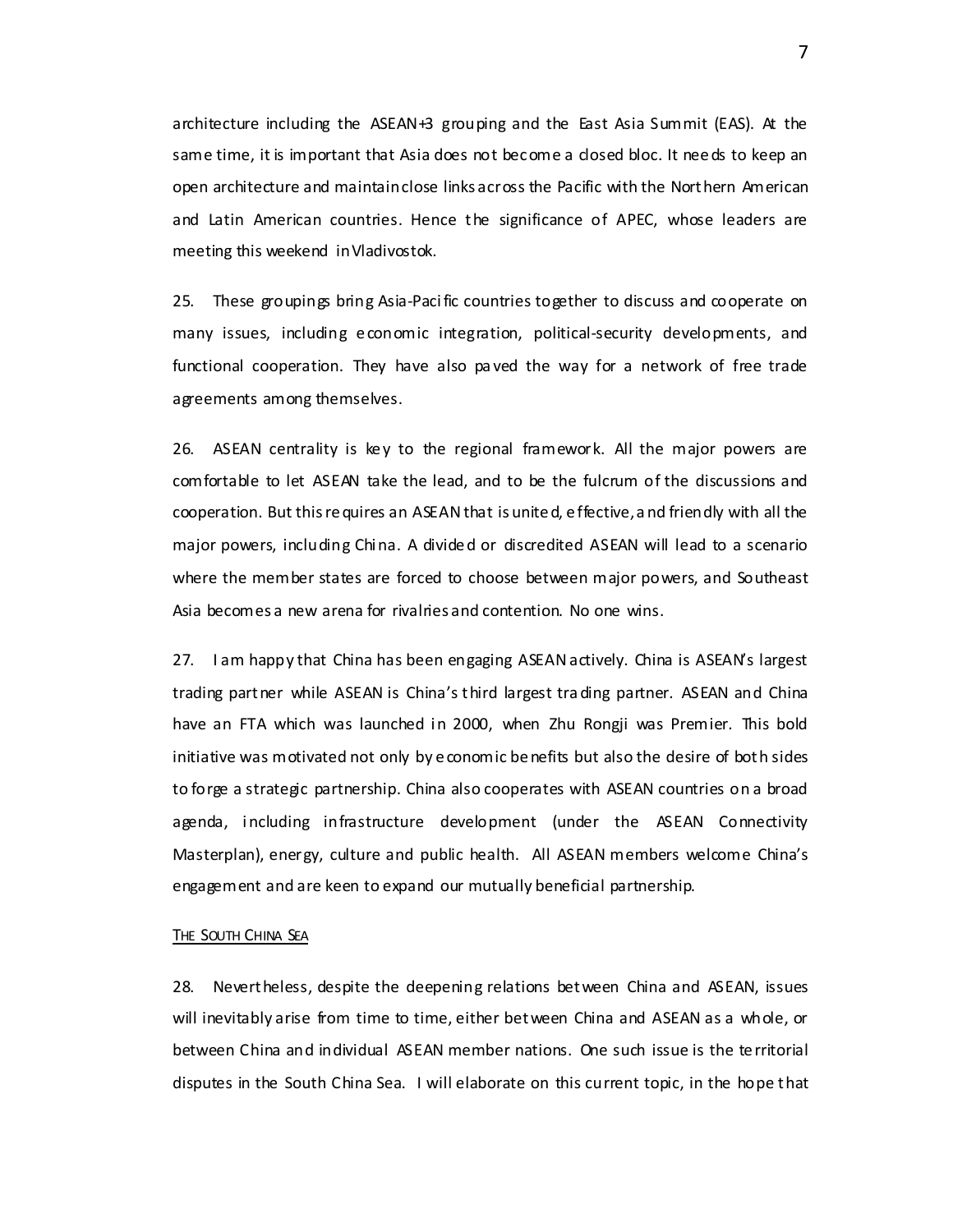architecture including the ASEAN+3 grouping and the East Asia Summit (EAS). At the same time, it is important that Asia does not become a closed bloc. It needs to keep an open architecture and maintain close links across the Pacific with the Northern American and Latin American countries. Hence the significance of APEC, whose leaders are meeting this weekend in Vladivostok.

25. These groupings bring Asia-Pacific countries together to discuss and cooperate on many issues, including economic integration, political-security developments, and functional cooperation. They have also paved the way for a network of free trade agreements among themselves.

26. ASEAN centrality is key to the regional framework. All the major powers are comfortable to let ASEAN take the lead, and to be the fulcrum of the discussions and cooperation. But this requires an ASEAN that is united, effective, and friendly with all the major powers, including China. A divided or discredited ASEAN will lead to a scenario where the member states are forced to choose between major powers, and Southeast Asia becomes a new arena for rivalries and contention. No one wins.

27. I am happy that China has been engaging ASEAN actively. China is ASEAN's largest trading partner while ASEAN is China's third largest trading partner. ASEAN and China have an FTA which was launched in 2000, when Zhu Rongji was Premier. This bold initiative was motivated not only by economic benefits but also the desire of both sides to forge a strategic partnership. China also cooperates with ASEAN countries on a broad agenda, including infrastructure development (under the ASEAN Connectivity Masterplan), energy, culture and public health. All ASEAN members welcome China's engagement and are keen to expand our mutually beneficial partnership.

## THE SOUTH CHINA SEA

28. Nevertheless, despite the deepening relations between China and ASEAN, issues will inevitably arise from time to time, either between China and ASEAN as a whole, or between China and individual ASEAN member nations. One such issue is the territorial disputes in the South China Sea. I will elaborate on this current topic, in the hope that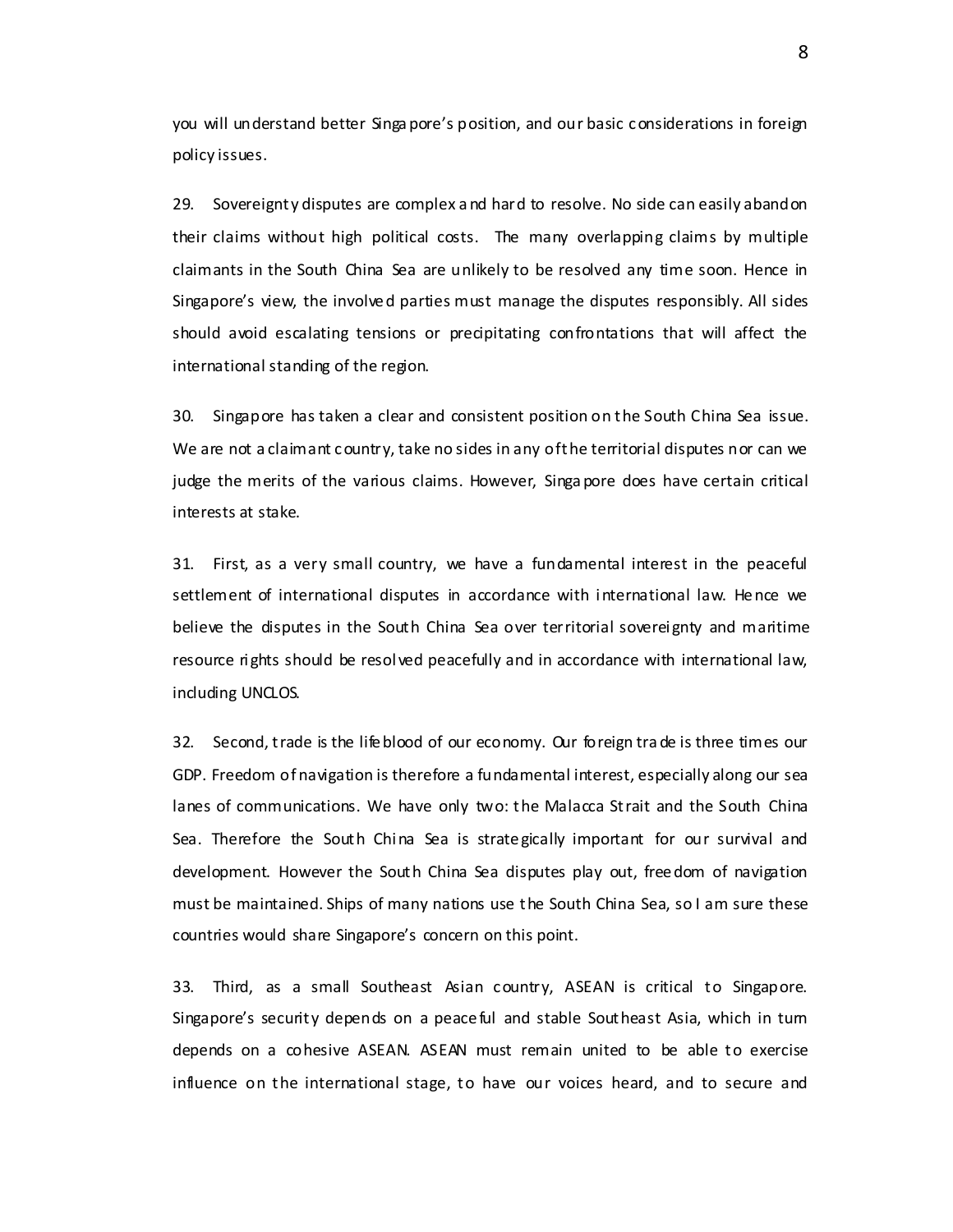you will understand better Singapore's position, and our basic considerations in foreign policy issues.

29. Sovereignty disputes are complex and hard to resolve. No side can easily abandon their claims without high political costs. The many overlapping claims by multiple claimants in the South China Sea are unlikely to be resolved any time soon. Hence in Singapore's view, the involved parties must manage the disputes responsibly. All sides should avoid escalating tensions or precipitating confrontations that will affect the international standing of the region.

30. Singapore has taken a clear and consistent position on the South China Sea issue. We are not a claimant country, take no sides in any of the territorial disputes nor can we judge the merits of the various claims. However, Singapore does have certain critical interests at stake.

31. First, as a very small country, we have a fundamental interest in the peaceful settlement of international disputes in accordance with international law. Hence we believe the disputes in the South China Sea over territorial sovereignty and maritime resource rights should be resolved peacefully and in accordance with international law, including UNCLOS.

32. Second, trade is the lifeblood of our economy. Our foreign trade is three times our GDP. Freedom of navigation is therefore a fundamental interest, especially along our sea lanes of communications. We have only two: the Malacca Strait and the South China Sea. Therefore the South China Sea is strategically important for our survival and development. However the South China Sea disputes play out, freedom of navigation must be maintained. Ships of many nations use the South China Sea, so I am sure these countries would share Singapore's concern on this point.

33. Third, as a small Southeast Asian country, ASEAN is critical to Singapore. Singapore's security depends on a peaceful and stable Southeast Asia, which in turn depends on a cohesive ASEAN. ASEAN must remain united to be able to exercise influence on the international stage, to have our voices heard, and to secure and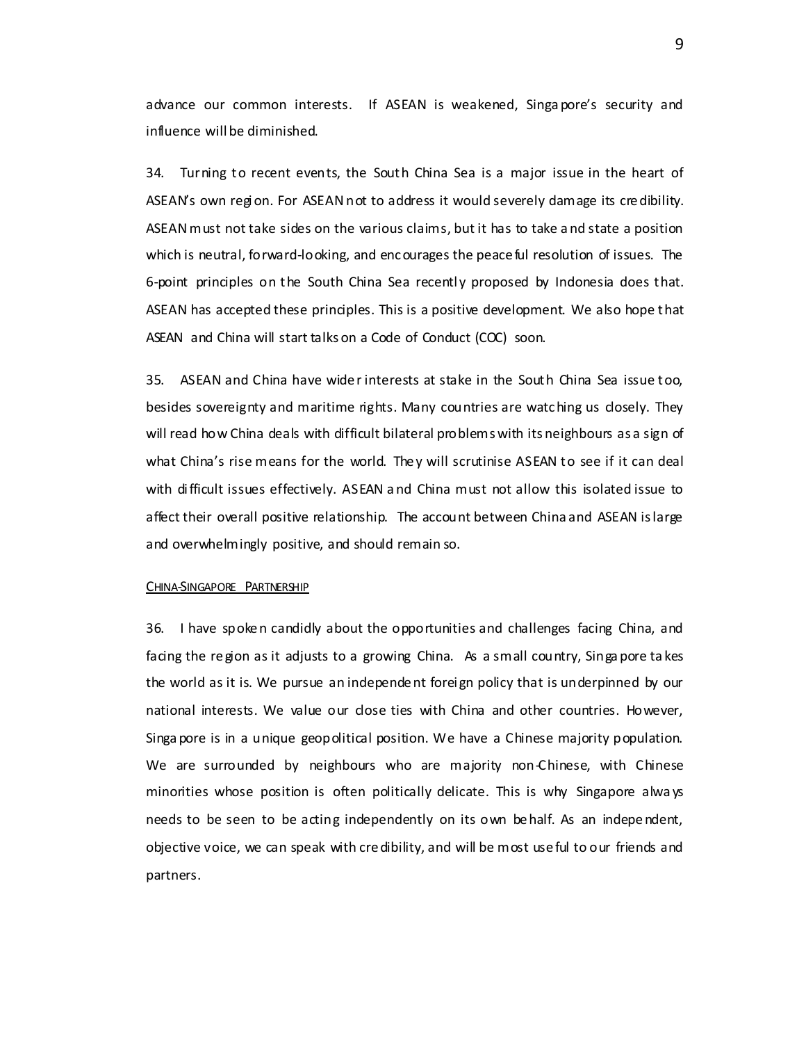advance our common interests. If ASEAN is weakened, Singapore's security and influence will be diminished.

34. Turning to recent events, the South China Sea is a major issue in the heart of ASEAN's own region. For ASEAN not to address it would severely damage its credibility. ASEAN must not take sides on the various claims, but it has to take and state a position which is neutral, forward-looking, and encourages the peaceful resolution of issues. The 6-point principles on the South China Sea recently proposed by Indonesia does that. ASEAN has accepted these principles. This is a positive development. We also hope that ASEAN and China will start talks on a Code of Conduct (COC) soon.

35. ASEAN and China have wider interests at stake in the South China Sea issue too, besides sovereignty and maritime rights. Many countries are watching us closely. They will read how China deals with difficult bilateral problems with its neighbours as a sign of what China's rise means for the world. They will scrutinise ASEAN to see if it can deal with difficult issues effectively. ASEAN and China must not allow this isolated issue to affect their overall positive relationship. The account between China and ASEAN is large and overwhelmingly positive, and should remain so.

## China-Singapore Partnership

36. I have spoken candidly about the opportunities and challenges facing China, and facing the region as it adjusts to a growing China. As a small country, Singapore takes the world as it is. We pursue an independent foreign policy that is underpinned by our national interests. We value our close ties with China and other countries. However, Singapore is in a unique geopolitical position. We have a Chinese majority population. We are surrounded by neighbours who are majority non-Chinese, with Chinese minorities whose position is often politically delicate. This is why Singapore always needs to be seen to be acting independently on its own behalf. As an independent, objective voice, we can speak with credibility, and will be most useful to our friends and partners.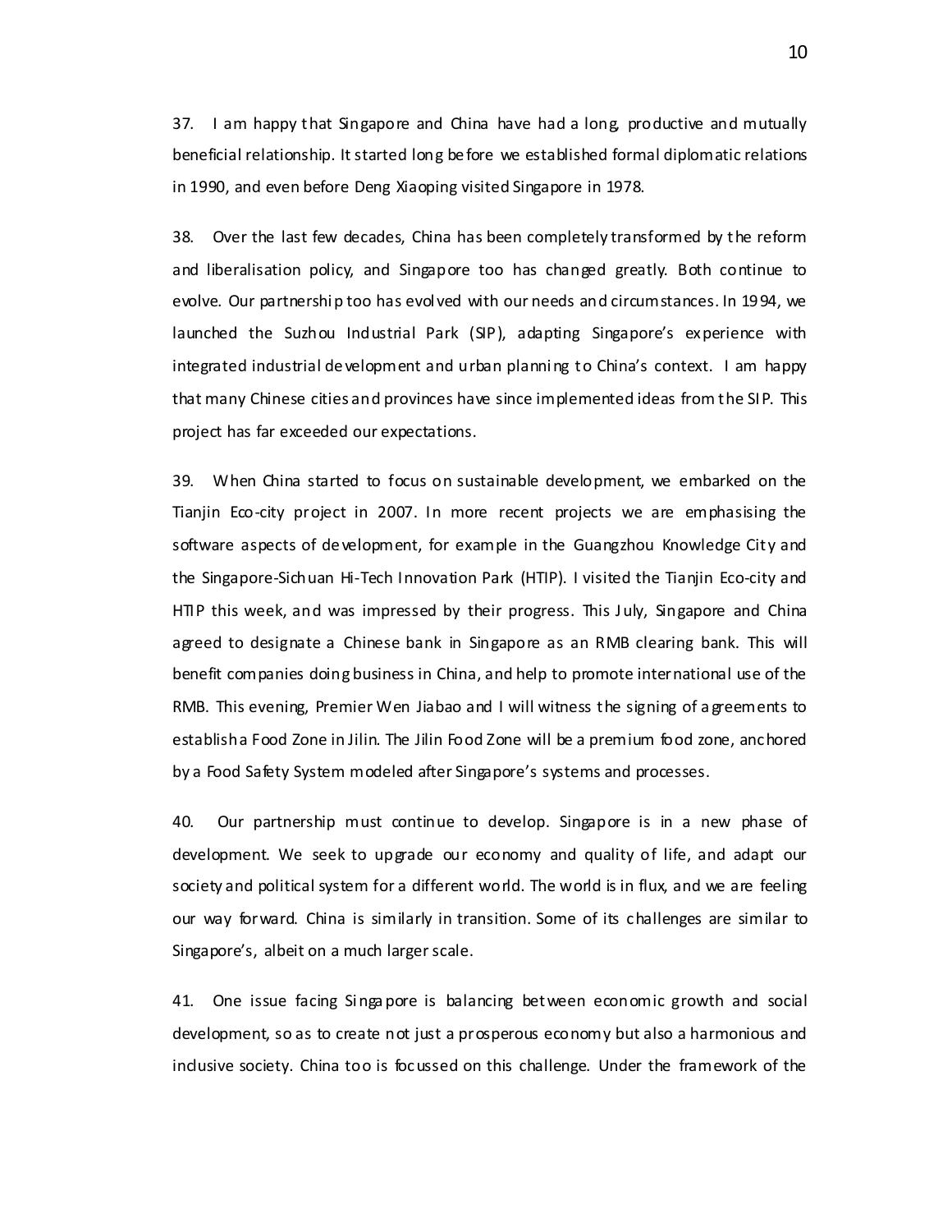37. I am happy that Singapore and China have had a long, productive and mutually beneficial relationship. It started long before we established formal diplomatic relations in 1990, and even before Deng Xiaoping visited Singapore in 1978.

38. Over the last few decades, China has been completely transformed by the reform and liberalisation policy, and Singapore too has changed greatly. Both continue to evolve. Our partnership too has evolved with our needs and circumstances. In 1994, we launched the Suzhou Industrial Park (SIP), adapting Singapore's experience with integrated industrial development and urban planning to China's context. I am happy that many Chinese cities and provinces have since implemented ideas from the SIP. This project has far exceeded our expectations.

39. When China started to focus on sustainable development, we embarked on the Tianjin Eco-city project in 2007. In more recent projects we are emphasising the software aspects of development, for example in the Guangzhou Knowledge City and the Singapore-Sichuan Hi-Tech Innovation Park (HTIP). I visited the Tianjin Eco-city and HTIP this week, and was impressed by their progress. This July, Singapore and China agreed to designate a Chinese bank in Singapore as an RMB clearing bank. This will benefit companies doing business in China, and help to promote international use of the RMB. This evening, Premier Wen Jiabao and I will witness the signing of agreements to establish a Food Zone in Jilin. The Jilin Food Zone will be a premium food zone, anchored by a Food Safety System modeled after Singapore's systems and processes.

40. Our partnership must continue to develop. Singapore is in a new phase of development. We seek to upgrade our economy and quality of life, and adapt our society and political system for a different world. The world is in flux, and we are feeling our way forward. China is similarly in transition. Some of its challenges are similar to Singapore's, albeit on a much larger scale.

41. One issue facing Singapore is balancing between economic growth and social development, so as to create not just a prosperous economy but also a harmonious and inclusive society. China too is focussed on this challenge. Under the framework of the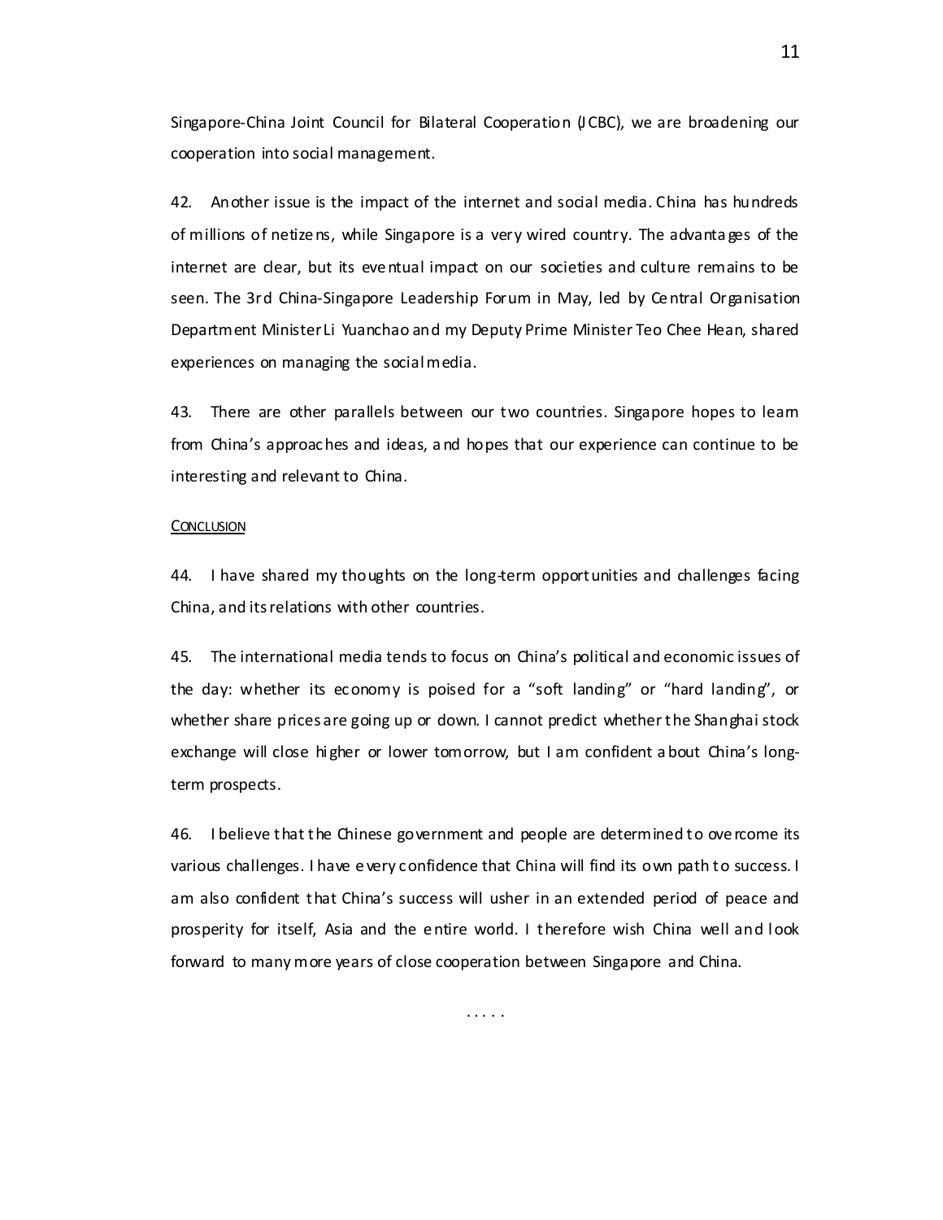Singapore-China Joint Council for Bilateral Cooperation (JCBC), we are broadening our cooperation into social management.

42. Another issue is the impact of the internet and social media. China has hundreds of millions of netizens, while Singapore is a very wired country. The advantages of the internet are clear, but its eventual impact on our societies and culture remains to be seen. The 3rd China-Singapore Leadership Forum in May, led by Central Organisation Department Minister Li Yuanchao and my Deputy Prime Minister Teo Chee Hean, shared experiences on managing the social media.

43. There are other parallels between our two countries. Singapore hopes to learn from China's approaches and ideas, and hopes that our experience can continue to be interesting and relevant to China.

## Conclusion

44. I have shared my thoughts on the long-term opportunities and challenges facing China, and its relations with other countries.

45. The international media tends to focus on China's political and economic issues of the day: whether its economy is poised for a "soft landing" or "hard landing", or whether share prices are going up or down. I cannot predict whether the Shanghai stock exchange will close higher or lower tomorrow, but I am confident about China's long-term prospects.

46. I believe that the Chinese government and people are determined to overcome its various challenges. I have every confidence that China will find its own path to success. I am also confident that China's success will usher in an extended period of peace and prosperity for itself, Asia and the entire world. I therefore wish China well and look forward to many more years of close cooperation between Singapore and China.

. . . . .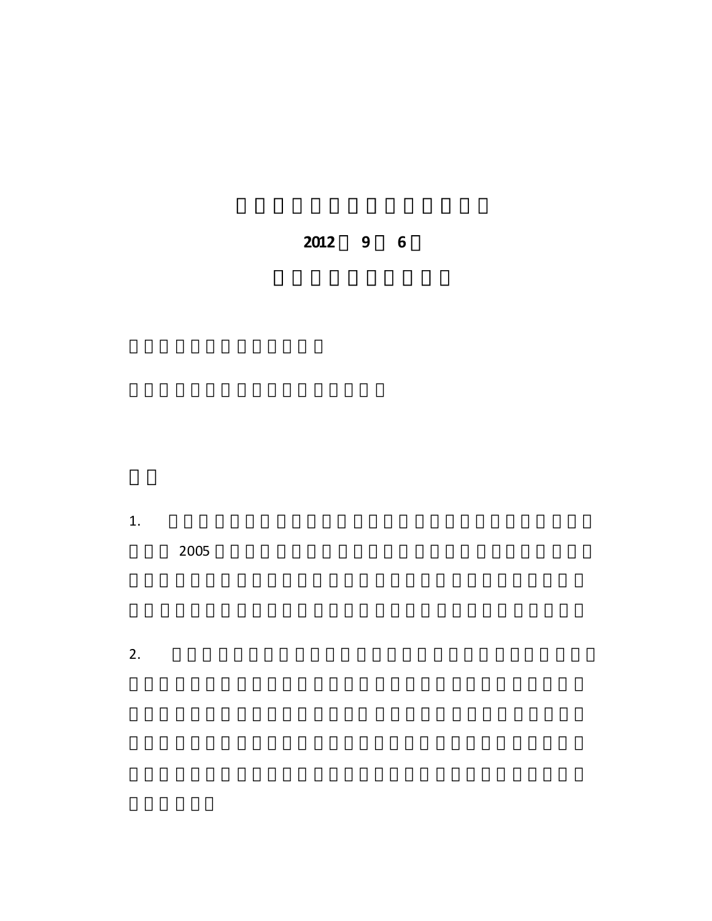2012 9 6

1. 2005

2.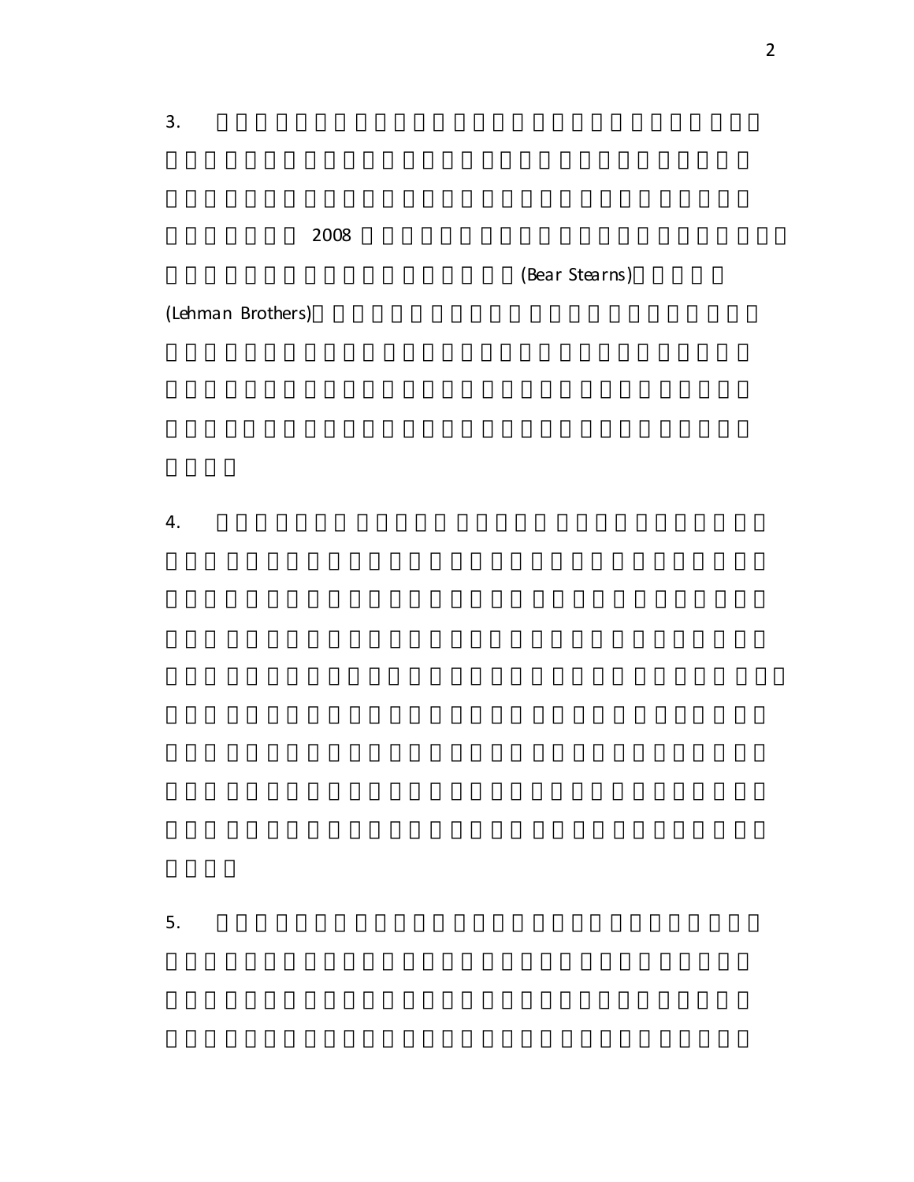3. 2008 (Bear Stearns) (Lehman Brothers)

4.

5.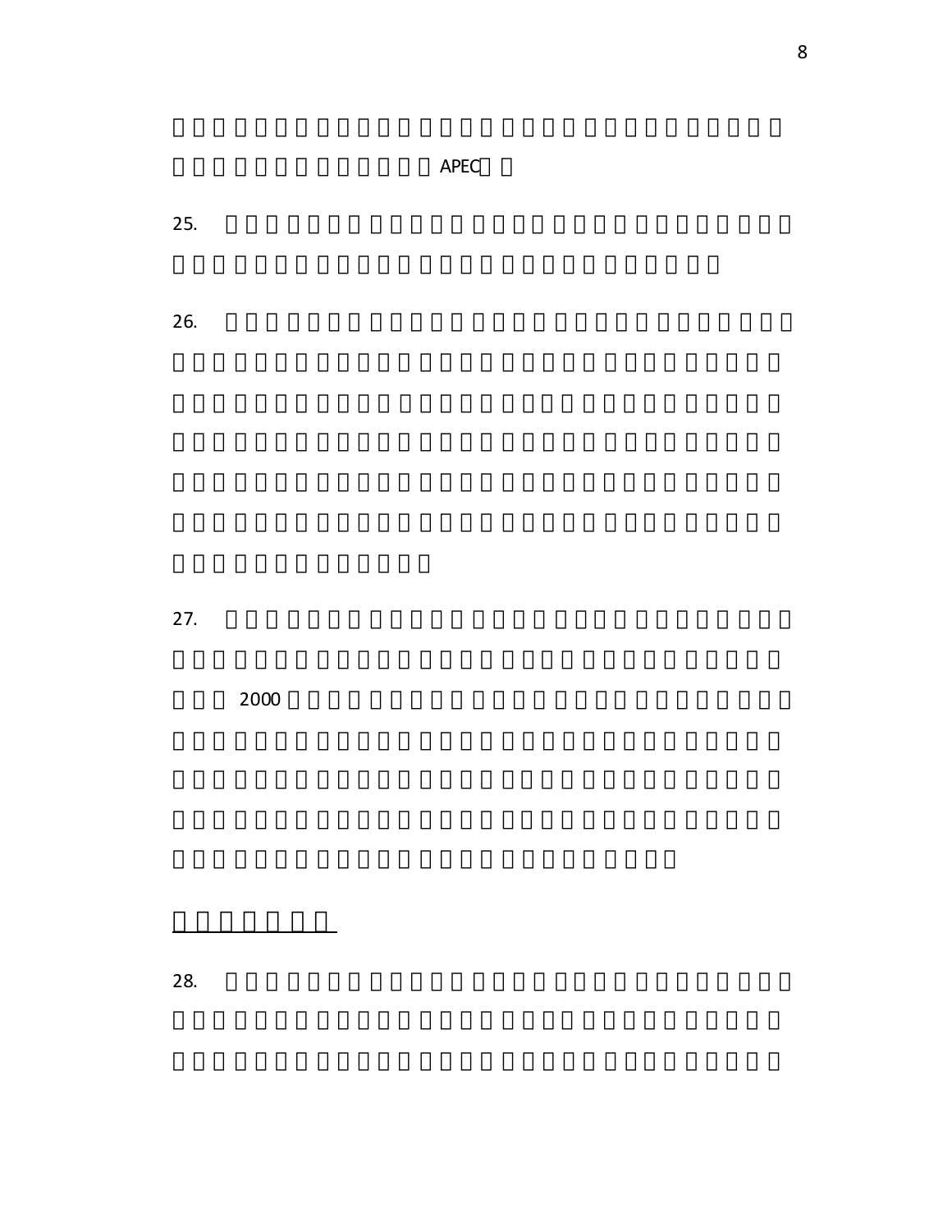APEC

25.

26.

27.

2000

28.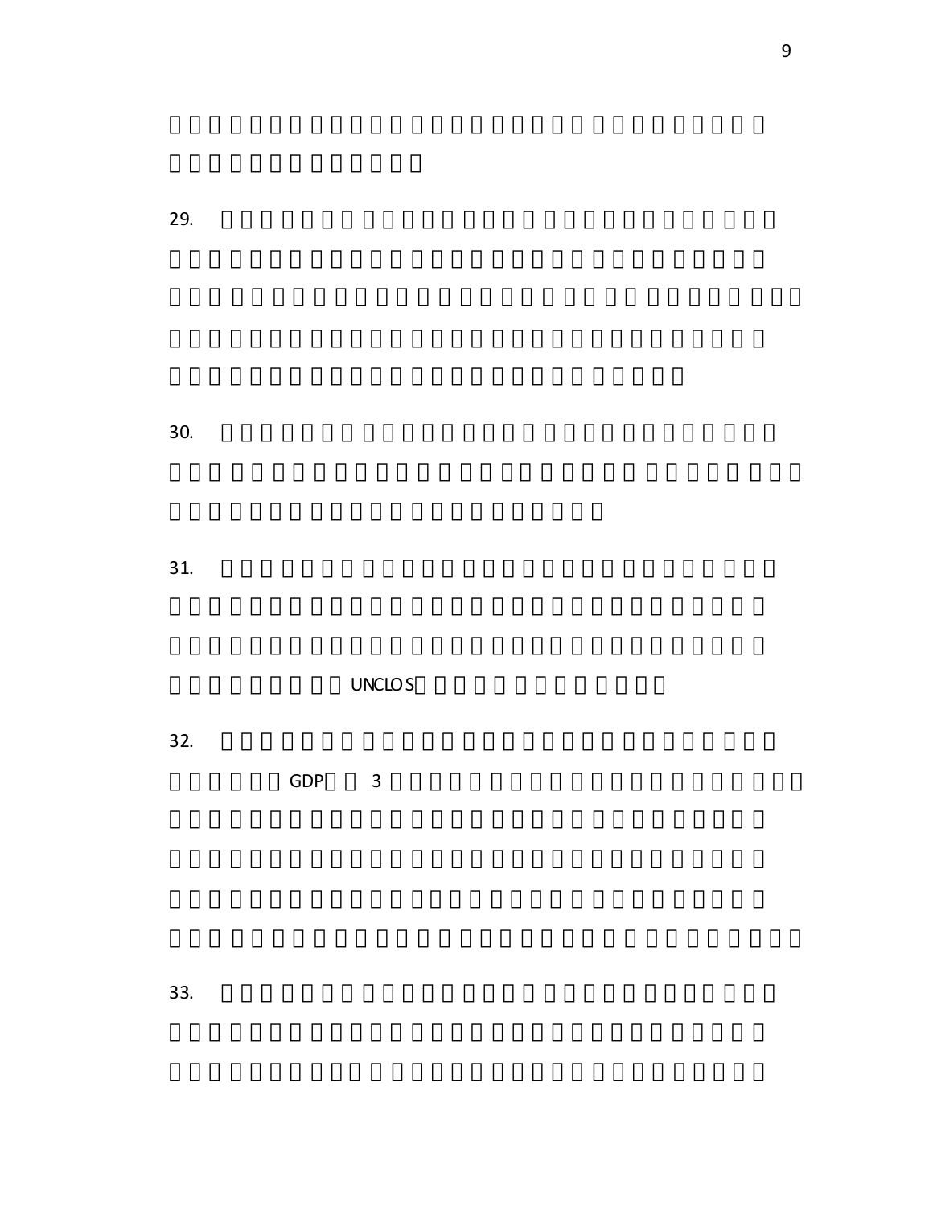29.

30.

31. UNCLOS

32. GDP 3

33.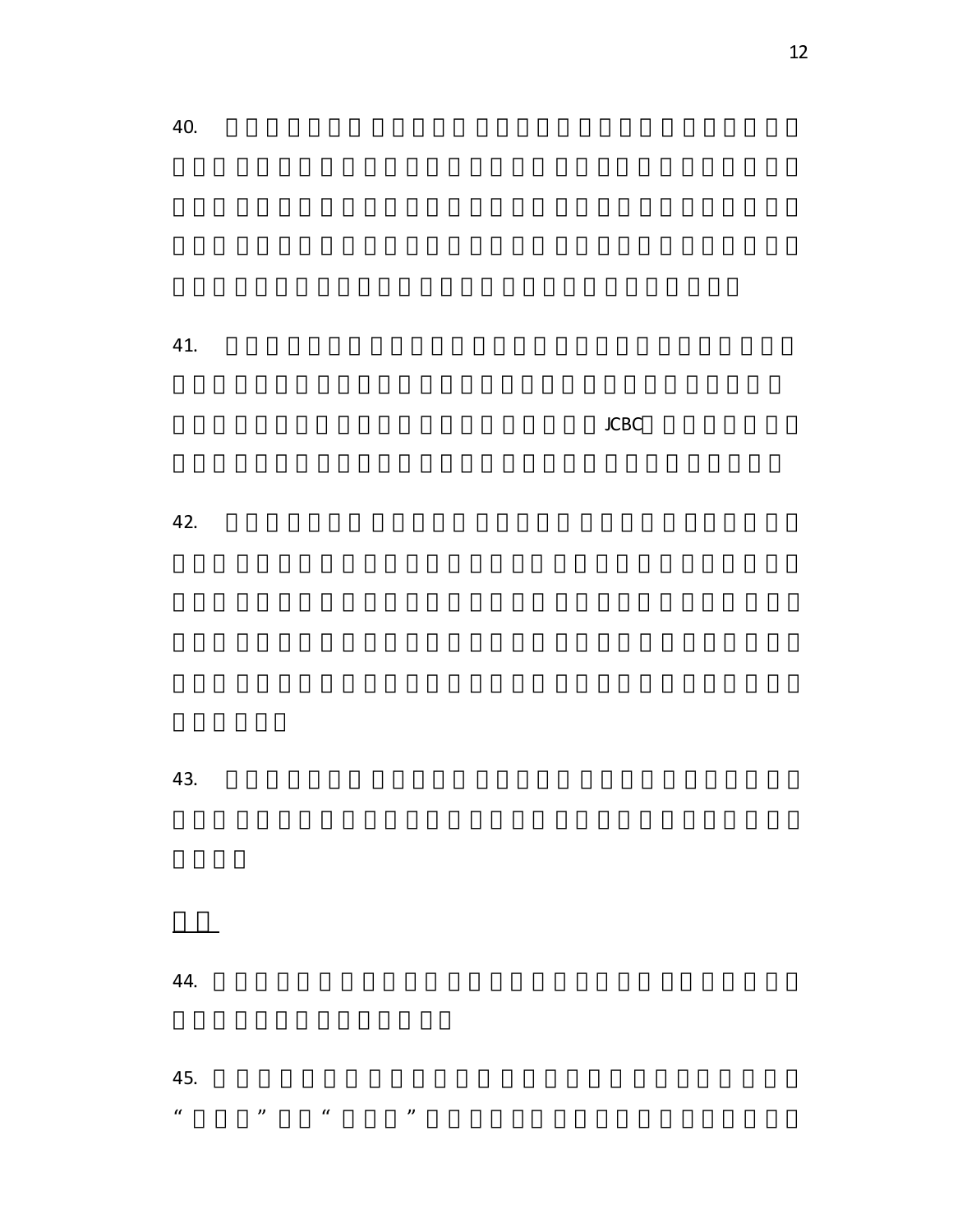40.

41. JCBC

42.

43.

44.

45. “ ” “ ”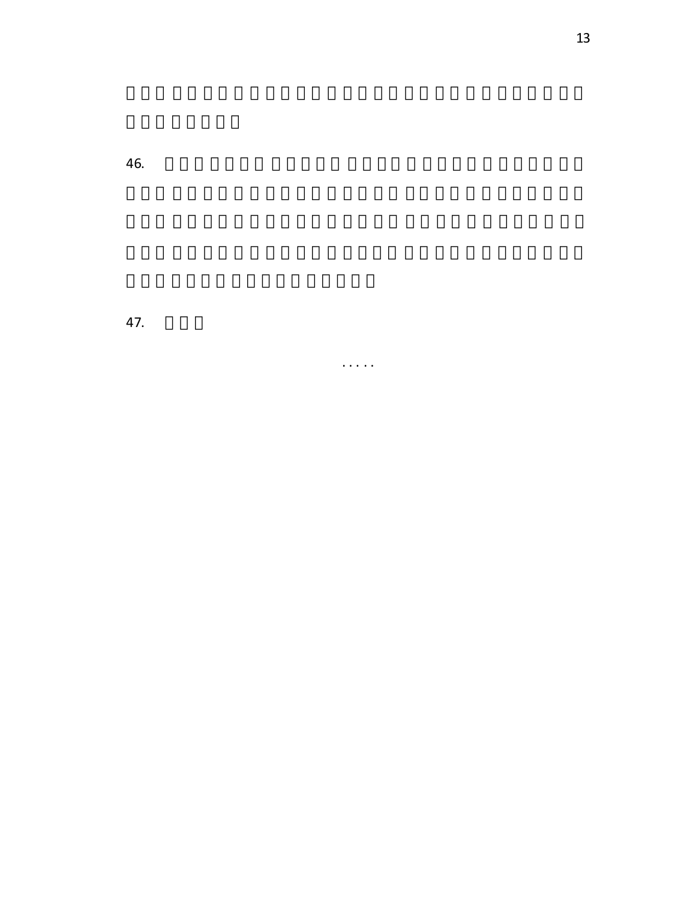46.

47.

. . . . .